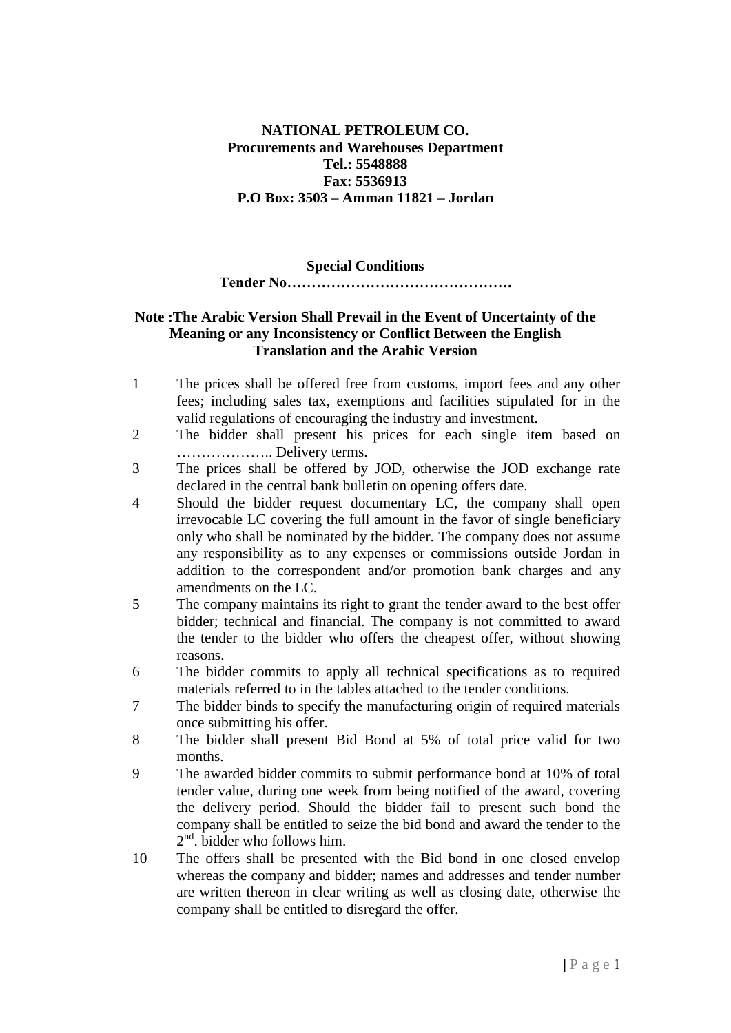**NATIONAL PETROLEUM CO.**
**Procurements and Warehouses Department**
**Tel.: 5548888**
**Fax: 5536913**
**P.O Box: 3503 – Amman 11821 – Jordan**

**Special Conditions**
**Tender No……………………………………….**

**Note :The Arabic Version Shall Prevail in the Event of Uncertainty of the Meaning or any Inconsistency or Conflict Between the English Translation and the Arabic Version**

1. The prices shall be offered free from customs, import fees and any other fees; including sales tax, exemptions and facilities stipulated for in the valid regulations of encouraging the industry and investment.
2. The bidder shall present his prices for each single item based on ……………….. Delivery terms.
3. The prices shall be offered by JOD, otherwise the JOD exchange rate declared in the central bank bulletin on opening offers date.
4. Should the bidder request documentary LC, the company shall open irrevocable LC covering the full amount in the favor of single beneficiary only who shall be nominated by the bidder. The company does not assume any responsibility as to any expenses or commissions outside Jordan in addition to the correspondent and/or promotion bank charges and any amendments on the LC.
5. The company maintains its right to grant the tender award to the best offer bidder; technical and financial. The company is not committed to award the tender to the bidder who offers the cheapest offer, without showing reasons.
6. The bidder commits to apply all technical specifications as to required materials referred to in the tables attached to the tender conditions.
7. The bidder binds to specify the manufacturing origin of required materials once submitting his offer.
8. The bidder shall present Bid Bond at 5% of total price valid for two months.
9. The awarded bidder commits to submit performance bond at 10% of total tender value, during one week from being notified of the award, covering the delivery period. Should the bidder fail to present such bond the company shall be entitled to seize the bid bond and award the tender to the 2nd. bidder who follows him.
10. The offers shall be presented with the Bid bond in one closed envelop whereas the company and bidder; names and addresses and tender number are written thereon in clear writing as well as closing date, otherwise the company shall be entitled to disregard the offer.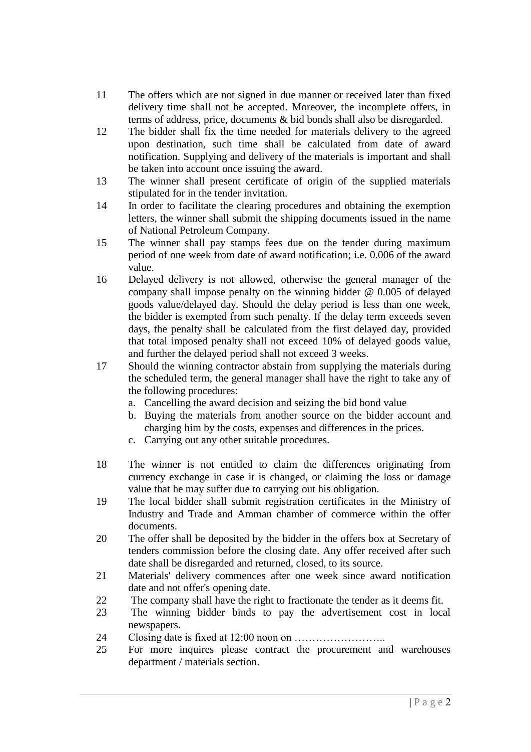11. The offers which are not signed in due manner or received later than fixed delivery time shall not be accepted. Moreover, the incomplete offers, in terms of address, price, documents & bid bonds shall also be disregarded.
12. The bidder shall fix the time needed for materials delivery to the agreed upon destination, such time shall be calculated from date of award notification. Supplying and delivery of the materials is important and shall be taken into account once issuing the award.
13. The winner shall present certificate of origin of the supplied materials stipulated for in the tender invitation.
14. In order to facilitate the clearing procedures and obtaining the exemption letters, the winner shall submit the shipping documents issued in the name of National Petroleum Company.
15. The winner shall pay stamps fees due on the tender during maximum period of one week from date of award notification; i.e. 0.006 of the award value.
16. Delayed delivery is not allowed, otherwise the general manager of the company shall impose penalty on the winning bidder @ 0.005 of delayed goods value/delayed day. Should the delay period is less than one week, the bidder is exempted from such penalty. If the delay term exceeds seven days, the penalty shall be calculated from the first delayed day, provided that total imposed penalty shall not exceed 10% of delayed goods value, and further the delayed period shall not exceed 3 weeks.
17. Should the winning contractor abstain from supplying the materials during the scheduled term, the general manager shall have the right to take any of the following procedures:
    a. Cancelling the award decision and seizing the bid bond value
    b. Buying the materials from another source on the bidder account and charging him by the costs, expenses and differences in the prices.
    c. Carrying out any other suitable procedures.
18. The winner is not entitled to claim the differences originating from currency exchange in case it is changed, or claiming the loss or damage value that he may suffer due to carrying out his obligation.
19. The local bidder shall submit registration certificates in the Ministry of Industry and Trade and Amman chamber of commerce within the offer documents.
20. The offer shall be deposited by the bidder in the offers box at Secretary of tenders commission before the closing date. Any offer received after such date shall be disregarded and returned, closed, to its source.
21. Materials' delivery commences after one week since award notification date and not offer's opening date.
22. The company shall have the right to fractionate the tender as it deems fit.
23. The winning bidder binds to pay the advertisement cost in local newspapers.
24. Closing date is fixed at 12:00 noon on ……………………..
25. For more inquires please contract the procurement and warehouses department / materials section.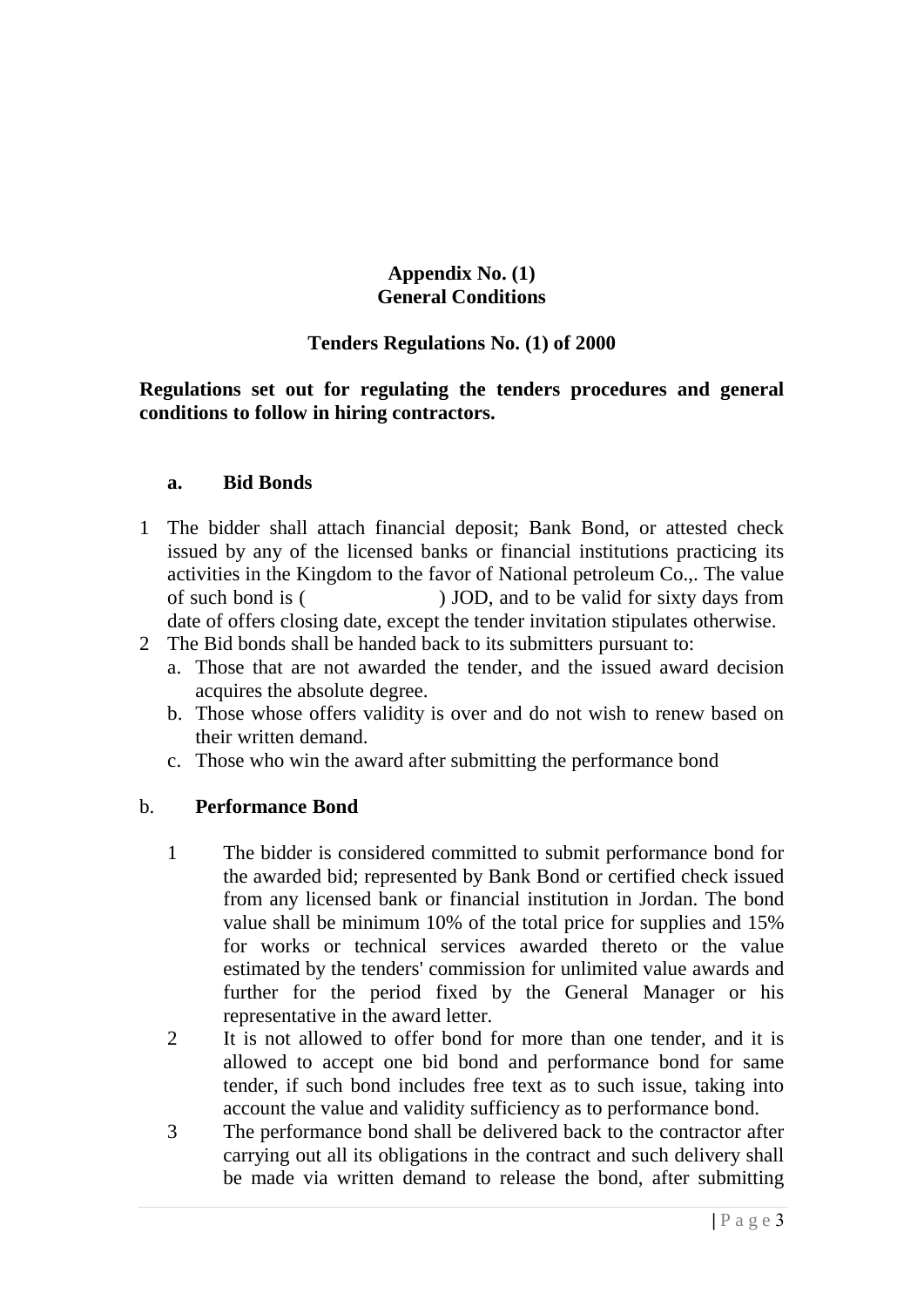**Appendix No. (1)**
**General Conditions**

**Tenders Regulations No. (1) of 2000**

**Regulations set out for regulating the tenders procedures and general conditions to follow in hiring contractors.**

a. **Bid Bonds**

1. The bidder shall attach financial deposit; Bank Bond, or attested check issued by any of the licensed banks or financial institutions practicing its activities in the Kingdom to the favor of National petroleum Co.,. The value of such bond is (                    ) JOD, and to be valid for sixty days from date of offers closing date, except the tender invitation stipulates otherwise.
2. The Bid bonds shall be handed back to its submitters pursuant to:
   a. Those that are not awarded the tender, and the issued award decision acquires the absolute degree.
   b. Those whose offers validity is over and do not wish to renew based on their written demand.
   c. Those who win the award after submitting the performance bond

b. **Performance Bond**

1. The bidder is considered committed to submit performance bond for the awarded bid; represented by Bank Bond or certified check issued from any licensed bank or financial institution in Jordan. The bond value shall be minimum 10% of the total price for supplies and 15% for works or technical services awarded thereto or the value estimated by the tenders' commission for unlimited value awards and further for the period fixed by the General Manager or his representative in the award letter.
2. It is not allowed to offer bond for more than one tender, and it is allowed to accept one bid bond and performance bond for same tender, if such bond includes free text as to such issue, taking into account the value and validity sufficiency as to performance bond.
3. The performance bond shall be delivered back to the contractor after carrying out all its obligations in the contract and such delivery shall be made via written demand to release the bond, after submitting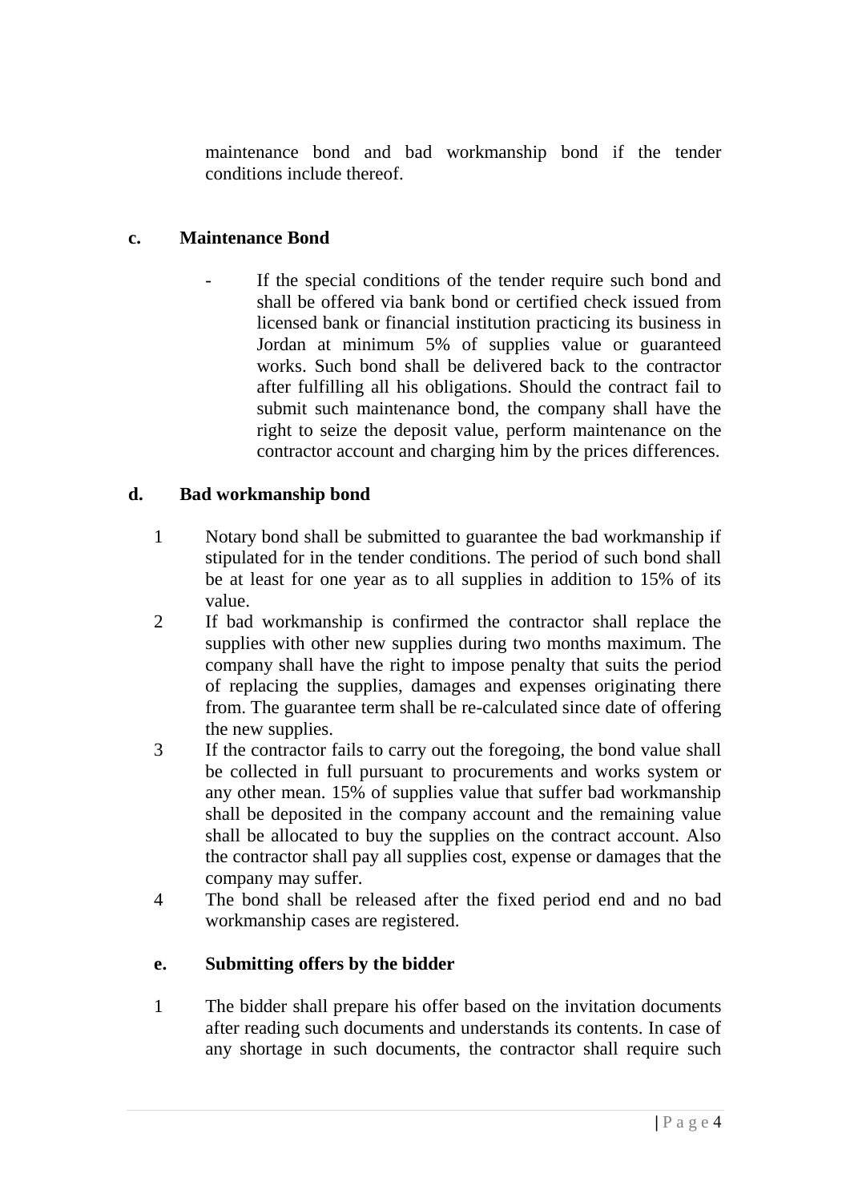maintenance bond and bad workmanship bond if the tender conditions include thereof.

**c. Maintenance Bond**

- If the special conditions of the tender require such bond and shall be offered via bank bond or certified check issued from licensed bank or financial institution practicing its business in Jordan at minimum 5% of supplies value or guaranteed works. Such bond shall be delivered back to the contractor after fulfilling all his obligations. Should the contract fail to submit such maintenance bond, the company shall have the right to seize the deposit value, perform maintenance on the contractor account and charging him by the prices differences.

**d. Bad workmanship bond**

1. Notary bond shall be submitted to guarantee the bad workmanship if stipulated for in the tender conditions. The period of such bond shall be at least for one year as to all supplies in addition to 15% of its value.
2. If bad workmanship is confirmed the contractor shall replace the supplies with other new supplies during two months maximum. The company shall have the right to impose penalty that suits the period of replacing the supplies, damages and expenses originating there from. The guarantee term shall be re-calculated since date of offering the new supplies.
3. If the contractor fails to carry out the foregoing, the bond value shall be collected in full pursuant to procurements and works system or any other mean. 15% of supplies value that suffer bad workmanship shall be deposited in the company account and the remaining value shall be allocated to buy the supplies on the contract account. Also the contractor shall pay all supplies cost, expense or damages that the company may suffer.
4. The bond shall be released after the fixed period end and no bad workmanship cases are registered.

**e. Submitting offers by the bidder**

1. The bidder shall prepare his offer based on the invitation documents after reading such documents and understands its contents. In case of any shortage in such documents, the contractor shall require such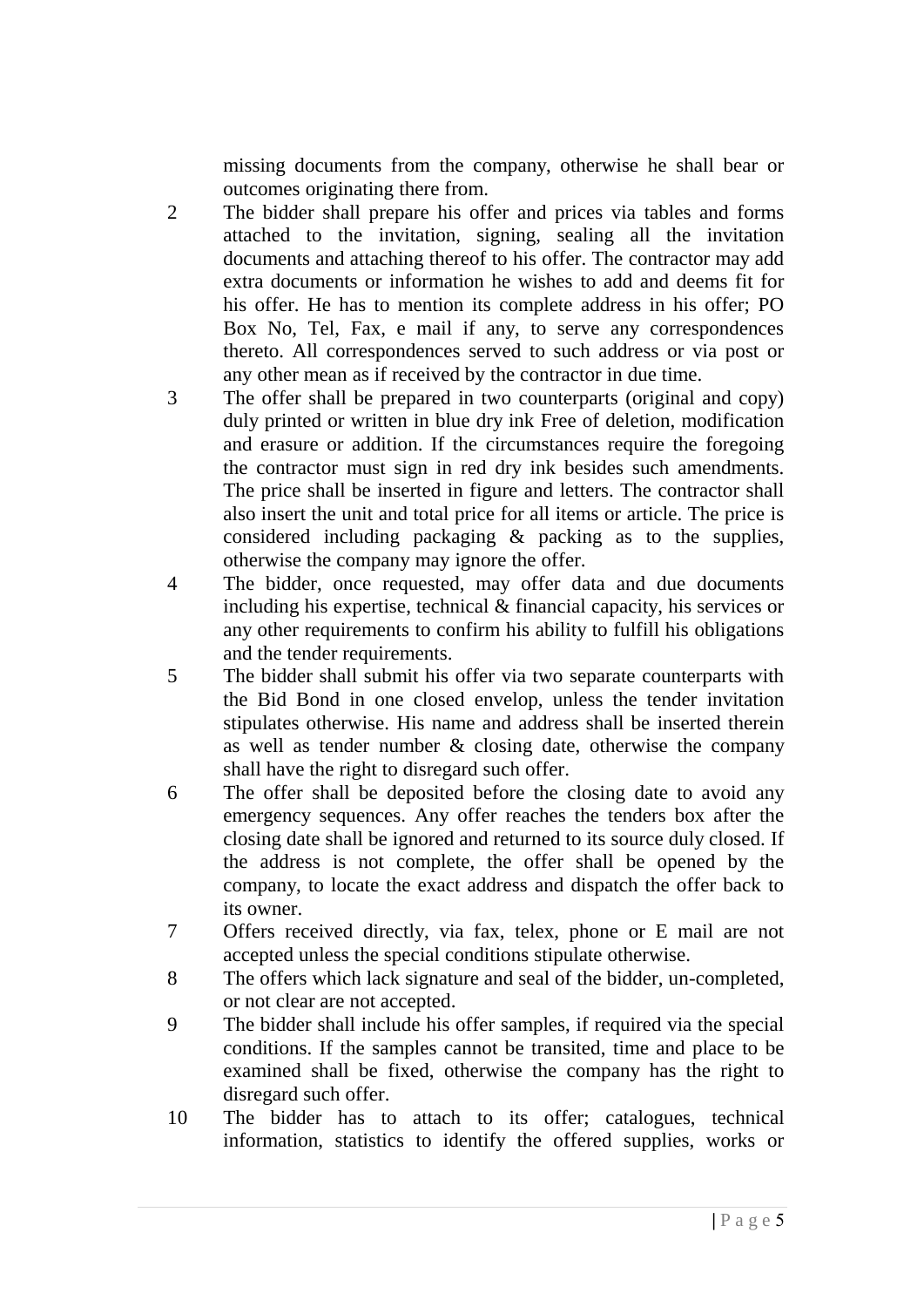missing documents from the company, otherwise he shall bear or outcomes originating there from.

2 The bidder shall prepare his offer and prices via tables and forms attached to the invitation, signing, sealing all the invitation documents and attaching thereof to his offer. The contractor may add extra documents or information he wishes to add and deems fit for his offer. He has to mention its complete address in his offer; PO Box No, Tel, Fax, e mail if any, to serve any correspondences thereto. All correspondences served to such address or via post or any other mean as if received by the contractor in due time.

3 The offer shall be prepared in two counterparts (original and copy) duly printed or written in blue dry ink Free of deletion, modification and erasure or addition. If the circumstances require the foregoing the contractor must sign in red dry ink besides such amendments. The price shall be inserted in figure and letters. The contractor shall also insert the unit and total price for all items or article. The price is considered including packaging & packing as to the supplies, otherwise the company may ignore the offer.

4 The bidder, once requested, may offer data and due documents including his expertise, technical & financial capacity, his services or any other requirements to confirm his ability to fulfill his obligations and the tender requirements.

5 The bidder shall submit his offer via two separate counterparts with the Bid Bond in one closed envelop, unless the tender invitation stipulates otherwise. His name and address shall be inserted therein as well as tender number & closing date, otherwise the company shall have the right to disregard such offer.

6 The offer shall be deposited before the closing date to avoid any emergency sequences. Any offer reaches the tenders box after the closing date shall be ignored and returned to its source duly closed. If the address is not complete, the offer shall be opened by the company, to locate the exact address and dispatch the offer back to its owner.

7 Offers received directly, via fax, telex, phone or E mail are not accepted unless the special conditions stipulate otherwise.

8 The offers which lack signature and seal of the bidder, un-completed, or not clear are not accepted.

9 The bidder shall include his offer samples, if required via the special conditions. If the samples cannot be transited, time and place to be examined shall be fixed, otherwise the company has the right to disregard such offer.

10 The bidder has to attach to its offer; catalogues, technical information, statistics to identify the offered supplies, works or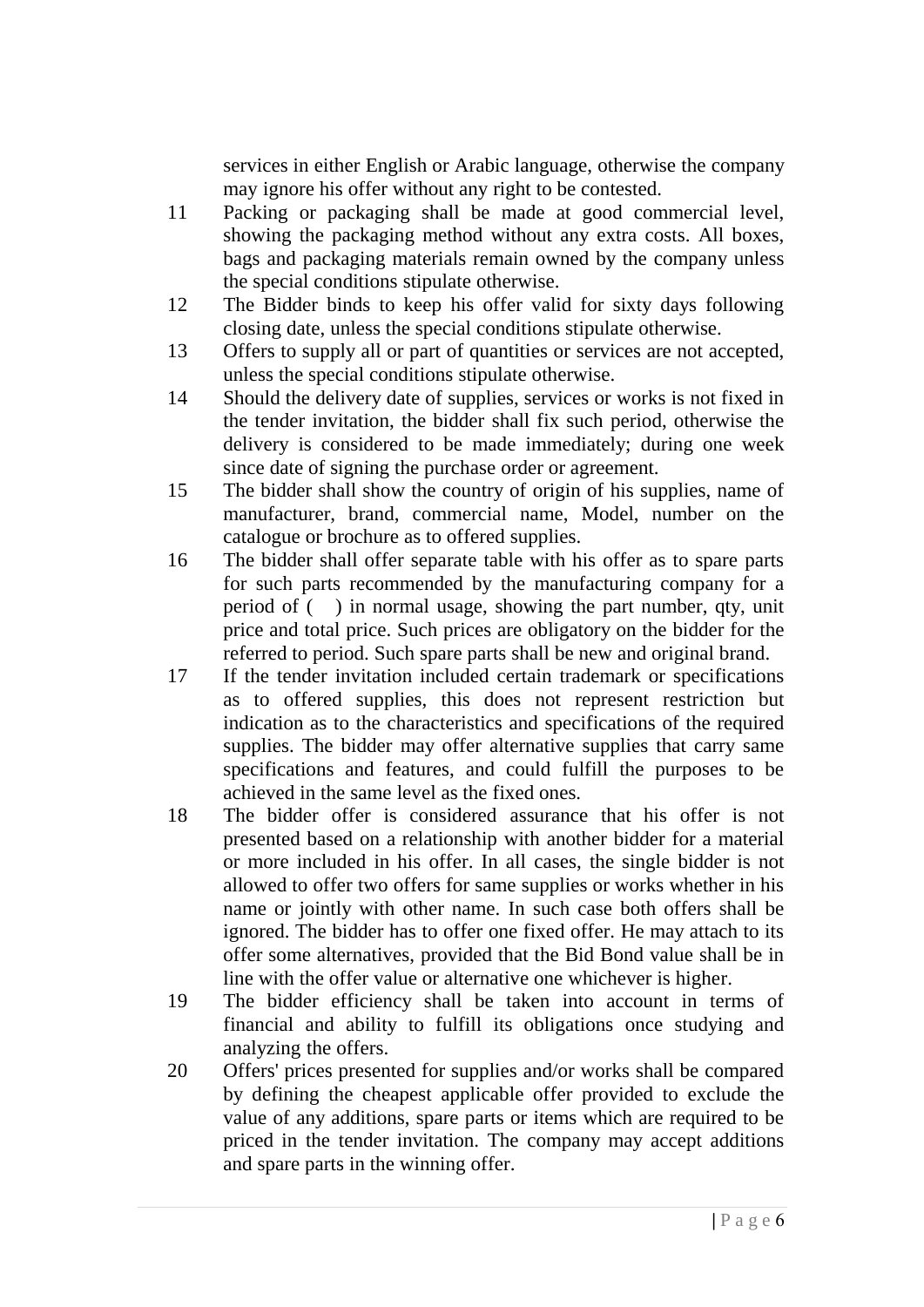services in either English or Arabic language, otherwise the company may ignore his offer without any right to be contested.

11 Packing or packaging shall be made at good commercial level, showing the packaging method without any extra costs. All boxes, bags and packaging materials remain owned by the company unless the special conditions stipulate otherwise.

12 The Bidder binds to keep his offer valid for sixty days following closing date, unless the special conditions stipulate otherwise.

13 Offers to supply all or part of quantities or services are not accepted, unless the special conditions stipulate otherwise.

14 Should the delivery date of supplies, services or works is not fixed in the tender invitation, the bidder shall fix such period, otherwise the delivery is considered to be made immediately; during one week since date of signing the purchase order or agreement.

15 The bidder shall show the country of origin of his supplies, name of manufacturer, brand, commercial name, Model, number on the catalogue or brochure as to offered supplies.

16 The bidder shall offer separate table with his offer as to spare parts for such parts recommended by the manufacturing company for a period of (    ) in normal usage, showing the part number, qty, unit price and total price. Such prices are obligatory on the bidder for the referred to period. Such spare parts shall be new and original brand.

17 If the tender invitation included certain trademark or specifications as to offered supplies, this does not represent restriction but indication as to the characteristics and specifications of the required supplies. The bidder may offer alternative supplies that carry same specifications and features, and could fulfill the purposes to be achieved in the same level as the fixed ones.

18 The bidder offer is considered assurance that his offer is not presented based on a relationship with another bidder for a material or more included in his offer. In all cases, the single bidder is not allowed to offer two offers for same supplies or works whether in his name or jointly with other name. In such case both offers shall be ignored. The bidder has to offer one fixed offer. He may attach to its offer some alternatives, provided that the Bid Bond value shall be in line with the offer value or alternative one whichever is higher.

19 The bidder efficiency shall be taken into account in terms of financial and ability to fulfill its obligations once studying and analyzing the offers.

20 Offers' prices presented for supplies and/or works shall be compared by defining the cheapest applicable offer provided to exclude the value of any additions, spare parts or items which are required to be priced in the tender invitation. The company may accept additions and spare parts in the winning offer.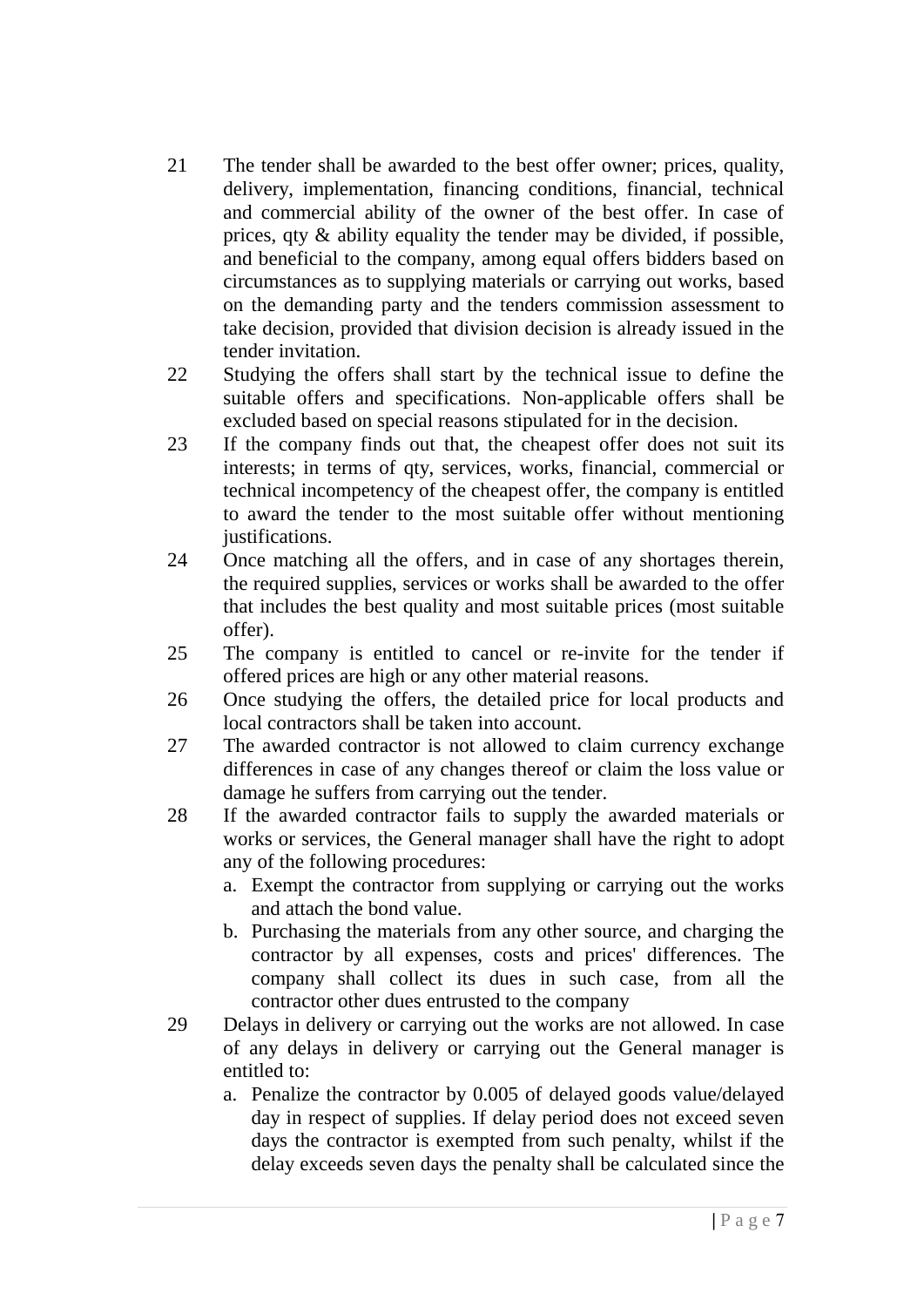21 The tender shall be awarded to the best offer owner; prices, quality, delivery, implementation, financing conditions, financial, technical and commercial ability of the owner of the best offer. In case of prices, qty & ability equality the tender may be divided, if possible, and beneficial to the company, among equal offers bidders based on circumstances as to supplying materials or carrying out works, based on the demanding party and the tenders commission assessment to take decision, provided that division decision is already issued in the tender invitation.

22 Studying the offers shall start by the technical issue to define the suitable offers and specifications. Non-applicable offers shall be excluded based on special reasons stipulated for in the decision.

23 If the company finds out that, the cheapest offer does not suit its interests; in terms of qty, services, works, financial, commercial or technical incompetency of the cheapest offer, the company is entitled to award the tender to the most suitable offer without mentioning justifications.

24 Once matching all the offers, and in case of any shortages therein, the required supplies, services or works shall be awarded to the offer that includes the best quality and most suitable prices (most suitable offer).

25 The company is entitled to cancel or re-invite for the tender if offered prices are high or any other material reasons.

26 Once studying the offers, the detailed price for local products and local contractors shall be taken into account.

27 The awarded contractor is not allowed to claim currency exchange differences in case of any changes thereof or claim the loss value or damage he suffers from carrying out the tender.

28 If the awarded contractor fails to supply the awarded materials or works or services, the General manager shall have the right to adopt any of the following procedures:

   a. Exempt the contractor from supplying or carrying out the works and attach the bond value.
   b. Purchasing the materials from any other source, and charging the contractor by all expenses, costs and prices' differences. The company shall collect its dues in such case, from all the contractor other dues entrusted to the company

29 Delays in delivery or carrying out the works are not allowed. In case of any delays in delivery or carrying out the General manager is entitled to:

   a. Penalize the contractor by 0.005 of delayed goods value/delayed day in respect of supplies. If delay period does not exceed seven days the contractor is exempted from such penalty, whilst if the delay exceeds seven days the penalty shall be calculated since the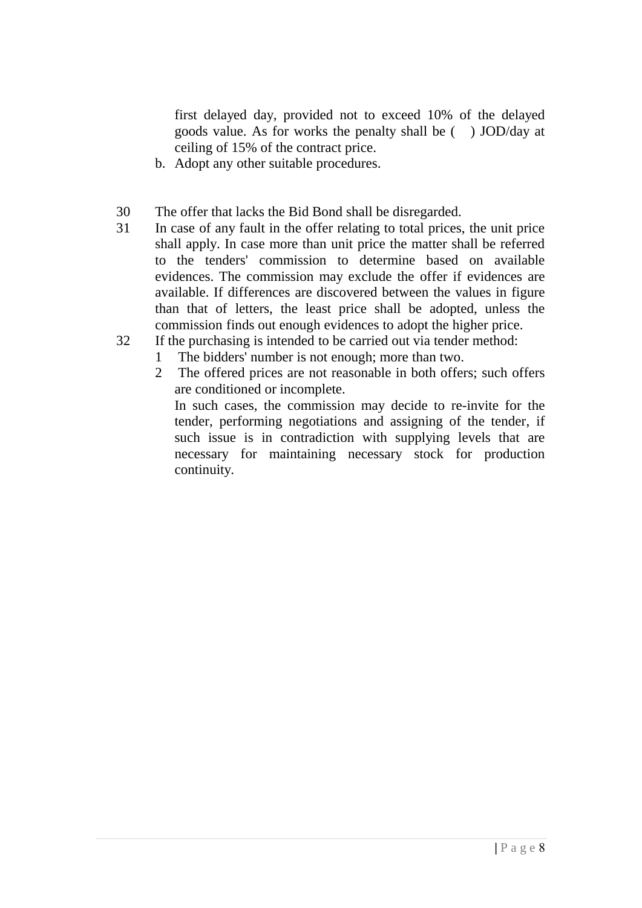first delayed day, provided not to exceed 10% of the delayed goods value. As for works the penalty shall be (    ) JOD/day at ceiling of 15% of the contract price.

b. Adopt any other suitable procedures.

30 The offer that lacks the Bid Bond shall be disregarded.

31 In case of any fault in the offer relating to total prices, the unit price shall apply. In case more than unit price the matter shall be referred to the tenders' commission to determine based on available evidences. The commission may exclude the offer if evidences are available. If differences are discovered between the values in figure than that of letters, the least price shall be adopted, unless the commission finds out enough evidences to adopt the higher price.

32 If the purchasing is intended to be carried out via tender method:

1. The bidders' number is not enough; more than two.
2. The offered prices are not reasonable in both offers; such offers are conditioned or incomplete.

   In such cases, the commission may decide to re-invite for the tender, performing negotiations and assigning of the tender, if such issue is in contradiction with supplying levels that are necessary for maintaining necessary stock for production continuity.